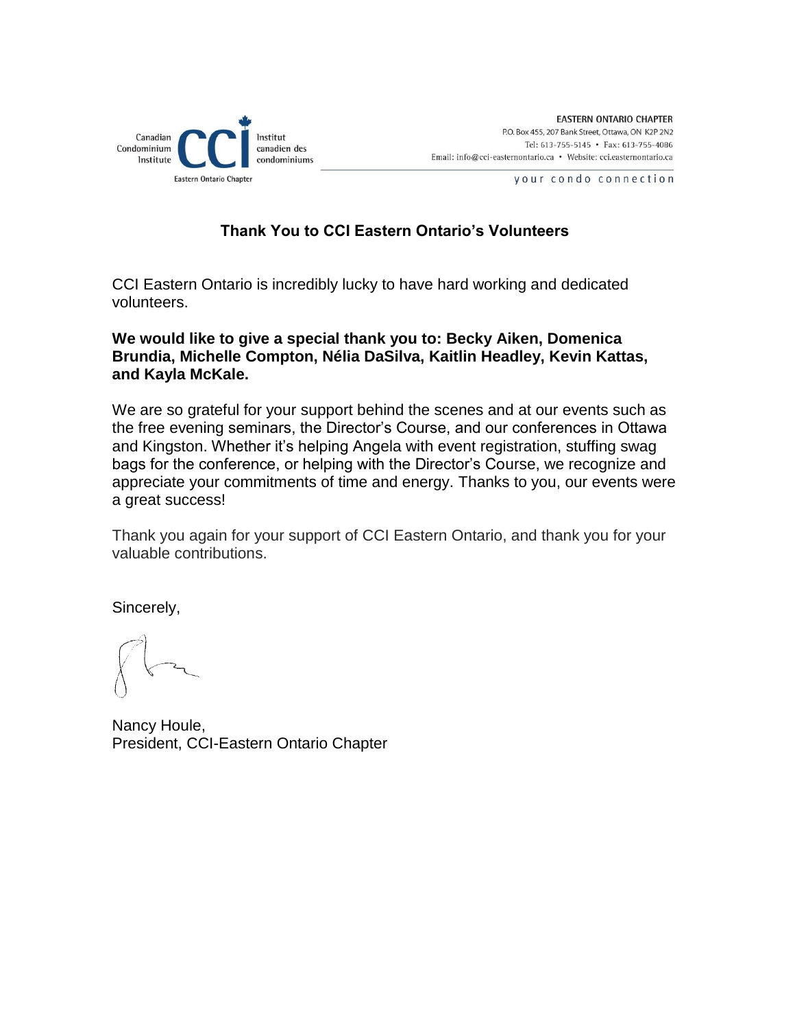Canadian Condominium Institute | Institut canadien des condominiums

Eastern Ontario Chapter

**EASTERN ONTARIO CHAPTER**
P.O. Box 455, 207 Bank Street, Ottawa, ON K2P 2N2
Tel: 613-755-5145 • Fax: 613-755-4086
Email: info@cci-easternontario.ca • Website: cci.easternontario.ca

your condo connection

## Thank You to CCI Eastern Ontario's Volunteers

CCI Eastern Ontario is incredibly lucky to have hard working and dedicated volunteers.

**We would like to give a special thank you to: Becky Aiken, Domenica Brundia, Michelle Compton, Nélia DaSilva, Kaitlin Headley, Kevin Kattas, and Kayla McKale.**

We are so grateful for your support behind the scenes and at our events such as the free evening seminars, the Director's Course, and our conferences in Ottawa and Kingston. Whether it's helping Angela with event registration, stuffing swag bags for the conference, or helping with the Director's Course, we recognize and appreciate your commitments of time and energy. Thanks to you, our events were a great success!

Thank you again for your support of CCI Eastern Ontario, and thank you for your valuable contributions.

Sincerely,

Nancy Houle,
President, CCI-Eastern Ontario Chapter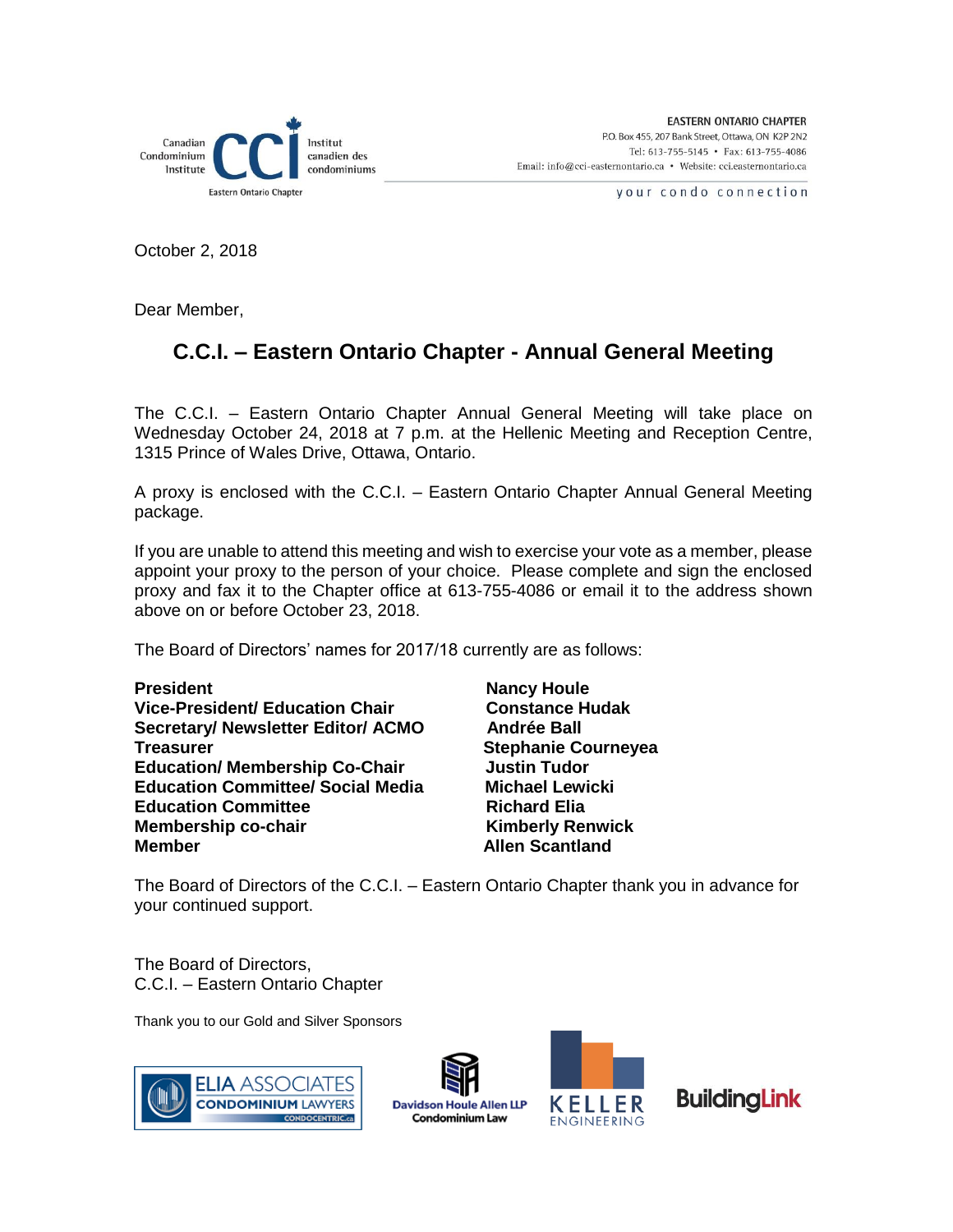Canadian Condominium Institute | Institut canadien des condominiums
Eastern Ontario Chapter

EASTERN ONTARIO CHAPTER
P.O. Box 455, 207 Bank Street, Ottawa, ON K2P 2N2
Tel: 613-755-5145 • Fax: 613-755-4086
Email: info@cci-easternontario.ca • Website: cci.easternontario.ca

your condo connection

October 2, 2018

Dear Member,

## C.C.I. – Eastern Ontario Chapter - Annual General Meeting

The C.C.I. – Eastern Ontario Chapter Annual General Meeting will take place on Wednesday October 24, 2018 at 7 p.m. at the Hellenic Meeting and Reception Centre, 1315 Prince of Wales Drive, Ottawa, Ontario.

A proxy is enclosed with the C.C.I. – Eastern Ontario Chapter Annual General Meeting package.

If you are unable to attend this meeting and wish to exercise your vote as a member, please appoint your proxy to the person of your choice. Please complete and sign the enclosed proxy and fax it to the Chapter office at 613-755-4086 or email it to the address shown above on or before October 23, 2018.

The Board of Directors' names for 2017/18 currently are as follows:

| | |
|---|---|
| **President** | **Nancy Houle** |
| **Vice-President/ Education Chair** | **Constance Hudak** |
| **Secretary/ Newsletter Editor/ ACMO** | **Andrée Ball** |
| **Treasurer** | **Stephanie Courneyea** |
| **Education/ Membership Co-Chair** | **Justin Tudor** |
| **Education Committee/ Social Media** | **Michael Lewicki** |
| **Education Committee** | **Richard Elia** |
| **Membership co-chair** | **Kimberly Renwick** |
| **Member** | **Allen Scantland** |

The Board of Directors of the C.C.I. – Eastern Ontario Chapter thank you in advance for your continued support.

The Board of Directors,
C.C.I. – Eastern Ontario Chapter

Thank you to our Gold and Silver Sponsors

ELIA ASSOCIATES CONDOMINIUM LAWYERS CONDOCENTRIC.ca | Davidson Houle Allen LLP Condominium Law | KELLER ENGINEERING | BuildingLink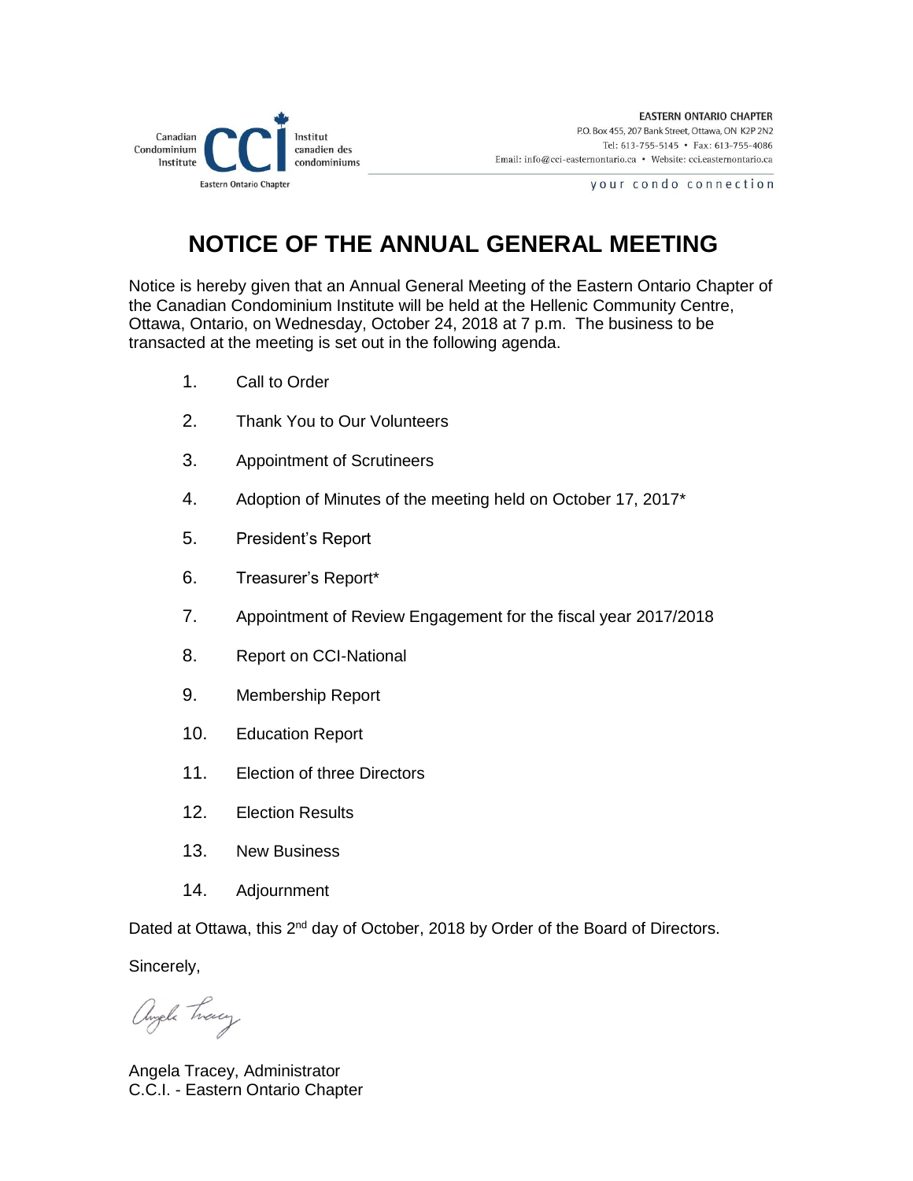Canadian Condominium Institute | Institut canadien des condominiums

Eastern Ontario Chapter

**EASTERN ONTARIO CHAPTER**
P.O. Box 455, 207 Bank Street, Ottawa, ON K2P 2N2
Tel: 613-755-5145 • Fax: 613-755-4086
Email: info@cci-easternontario.ca • Website: cci.easternontario.ca

your condo connection

# NOTICE OF THE ANNUAL GENERAL MEETING

Notice is hereby given that an Annual General Meeting of the Eastern Ontario Chapter of the Canadian Condominium Institute will be held at the Hellenic Community Centre, Ottawa, Ontario, on Wednesday, October 24, 2018 at 7 p.m. The business to be transacted at the meeting is set out in the following agenda.

1. Call to Order
2. Thank You to Our Volunteers
3. Appointment of Scrutineers
4. Adoption of Minutes of the meeting held on October 17, 2017*
5. President's Report
6. Treasurer's Report*
7. Appointment of Review Engagement for the fiscal year 2017/2018
8. Report on CCI-National
9. Membership Report
10. Education Report
11. Election of three Directors
12. Election Results
13. New Business
14. Adjournment

Dated at Ottawa, this 2nd day of October, 2018 by Order of the Board of Directors.

Sincerely,

Angela Tracey

Angela Tracey, Administrator
C.C.I. - Eastern Ontario Chapter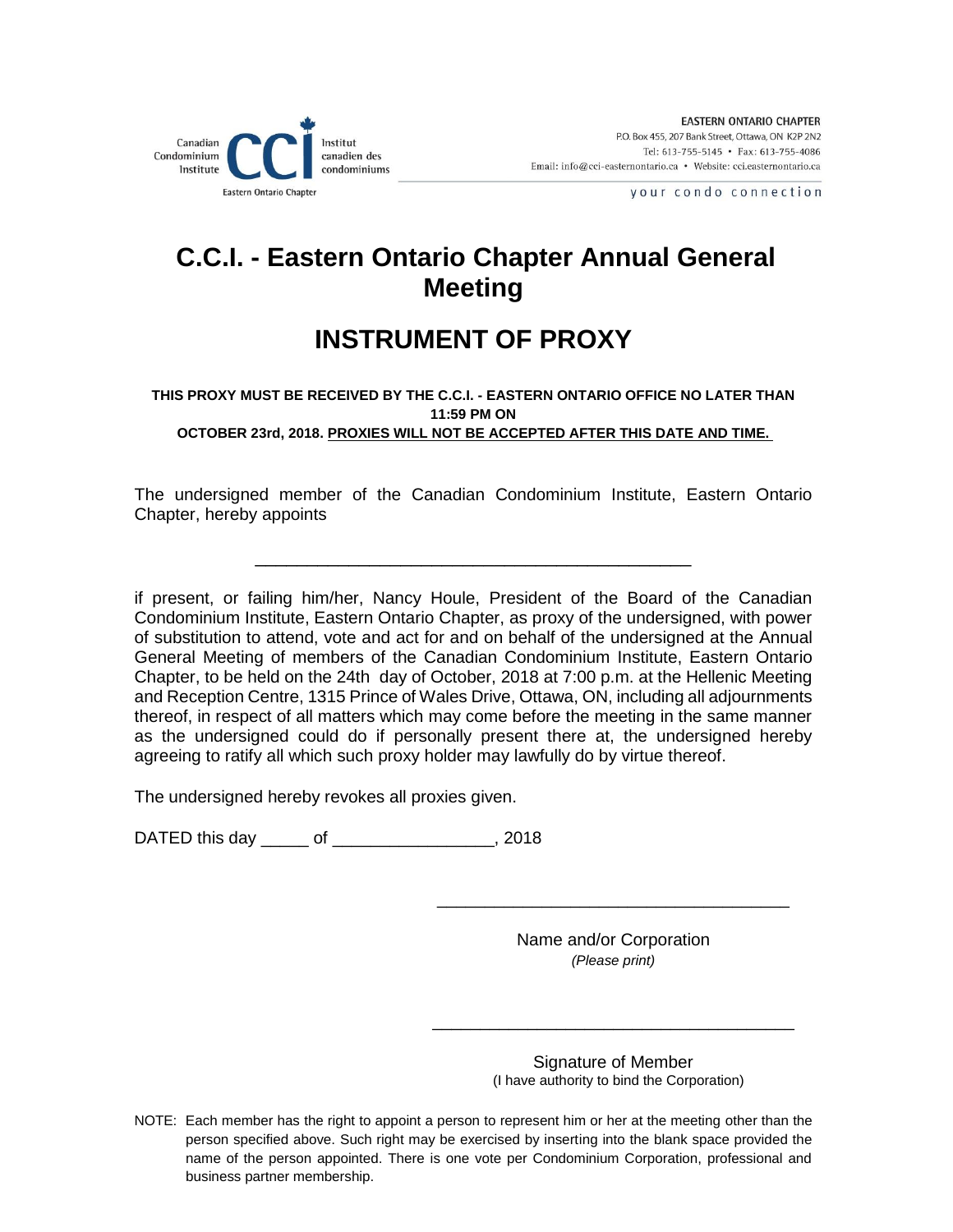Canadian Condominium Institute | Institut canadien des condominiums

Eastern Ontario Chapter

**EASTERN ONTARIO CHAPTER**
P.O. Box 455, 207 Bank Street, Ottawa, ON K2P 2N2
Tel: 613-755-5145 • Fax: 613-755-4086
Email: info@cci-easternontario.ca • Website: cci.easternontario.ca

your condo connection

# C.C.I. - Eastern Ontario Chapter Annual General Meeting

# INSTRUMENT OF PROXY

**THIS PROXY MUST BE RECEIVED BY THE C.C.I. - EASTERN ONTARIO OFFICE NO LATER THAN 11:59 PM ON OCTOBER 23rd, 2018. <u>PROXIES WILL NOT BE ACCEPTED AFTER THIS DATE AND TIME.</u>**

The undersigned member of the Canadian Condominium Institute, Eastern Ontario Chapter, hereby appoints

\_\_\_\_\_\_\_\_\_\_\_\_\_\_\_\_\_\_\_\_\_\_\_\_\_\_\_\_\_\_\_\_\_\_\_\_\_\_\_\_\_\_\_\_

if present, or failing him/her, Nancy Houle, President of the Board of the Canadian Condominium Institute, Eastern Ontario Chapter, as proxy of the undersigned, with power of substitution to attend, vote and act for and on behalf of the undersigned at the Annual General Meeting of members of the Canadian Condominium Institute, Eastern Ontario Chapter, to be held on the 24th day of October, 2018 at 7:00 p.m. at the Hellenic Meeting and Reception Centre, 1315 Prince of Wales Drive, Ottawa, ON, including all adjournments thereof, in respect of all matters which may come before the meeting in the same manner as the undersigned could do if personally present there at, the undersigned hereby agreeing to ratify all which such proxy holder may lawfully do by virtue thereof.

The undersigned hereby revokes all proxies given.

DATED this day \_\_\_\_\_ of \_\_\_\_\_\_\_\_\_\_\_\_\_\_\_\_\_, 2018

\_\_\_\_\_\_\_\_\_\_\_\_\_\_\_\_\_\_\_\_\_\_\_\_\_\_\_\_\_\_\_\_\_\_\_\_

Name and/or Corporation
*(Please print)*

\_\_\_\_\_\_\_\_\_\_\_\_\_\_\_\_\_\_\_\_\_\_\_\_\_\_\_\_\_\_\_\_\_\_\_\_

Signature of Member
(I have authority to bind the Corporation)

NOTE: Each member has the right to appoint a person to represent him or her at the meeting other than the person specified above. Such right may be exercised by inserting into the blank space provided the name of the person appointed. There is one vote per Condominium Corporation, professional and business partner membership.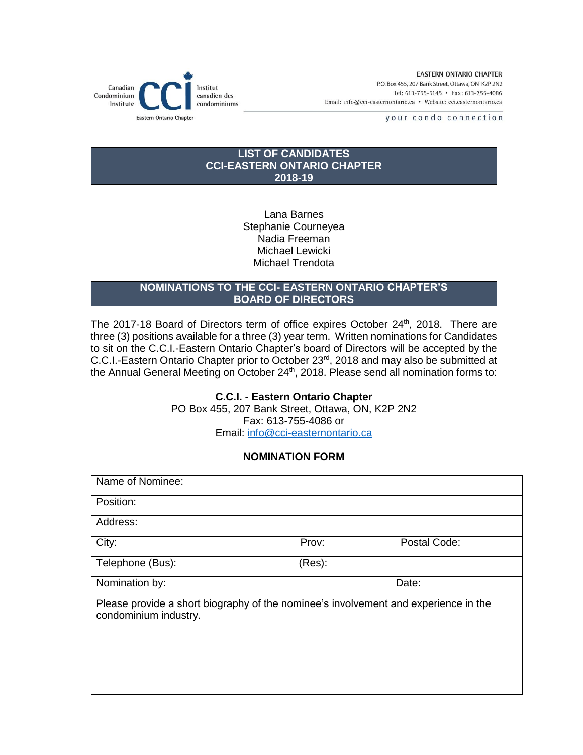Canadian Condominium Institute CCI Institut canadien des condominiums
Eastern Ontario Chapter

EASTERN ONTARIO CHAPTER
P.O. Box 455, 207 Bank Street, Ottawa, ON K2P 2N2
Tel: 613-755-5145 • Fax: 613-755-4086
Email: info@cci-easternontario.ca • Website: cci.easternontario.ca

your condo connection

## LIST OF CANDIDATES
## CCI-EASTERN ONTARIO CHAPTER
## 2018-19

Lana Barnes
Stephanie Courneyea
Nadia Freeman
Michael Lewicki
Michael Trendota

## NOMINATIONS TO THE CCI- EASTERN ONTARIO CHAPTER'S BOARD OF DIRECTORS

The 2017-18 Board of Directors term of office expires October 24th, 2018. There are three (3) positions available for a three (3) year term. Written nominations for Candidates to sit on the C.C.I.-Eastern Ontario Chapter's board of Directors will be accepted by the C.C.I.-Eastern Ontario Chapter prior to October 23rd, 2018 and may also be submitted at the Annual General Meeting on October 24th, 2018. Please send all nomination forms to:

**C.C.I. - Eastern Ontario Chapter**
PO Box 455, 207 Bank Street, Ottawa, ON, K2P 2N2
Fax: 613-755-4086 or
Email: info@cci-easternontario.ca

### NOMINATION FORM

| | | |
|---|---|---|
| Name of Nominee: | | |
| Position: | | |
| Address: | | |
| City: | Prov: | Postal Code: |
| Telephone (Bus): | (Res): | |
| Nomination by: | | Date: |
| Please provide a short biography of the nominee's involvement and experience in the condominium industry. | | |
| | | |